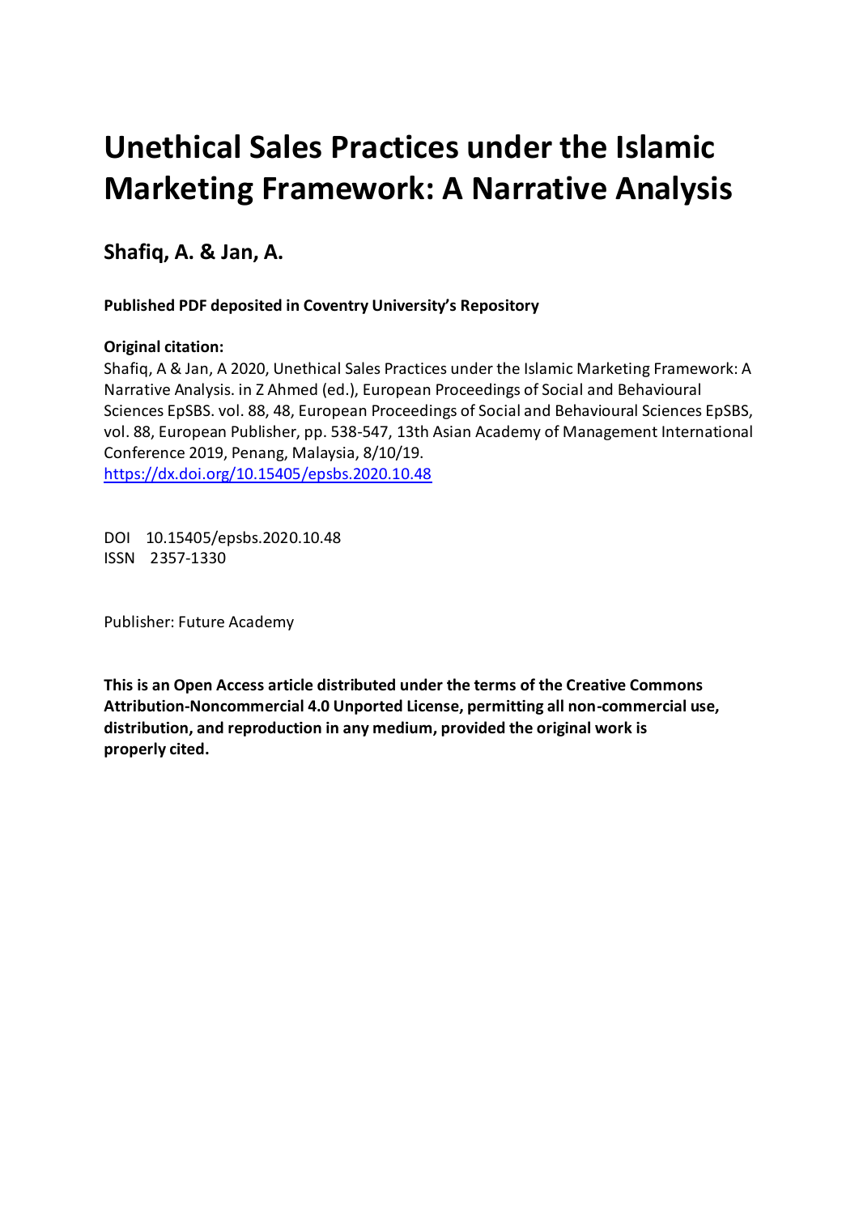# Unethical Sales Practices under the Islamic Marketing Framework: A Narrative Analysis

## Shafiq, A. & Jan, A.

**Published PDF deposited in Coventry University's Repository**

**Original citation:**

Shafiq, A & Jan, A 2020, Unethical Sales Practices under the Islamic Marketing Framework: A Narrative Analysis. in Z Ahmed (ed.), European Proceedings of Social and Behavioural Sciences EpSBS. vol. 88, 48, European Proceedings of Social and Behavioural Sciences EpSBS, vol. 88, European Publisher, pp. 538-547, 13th Asian Academy of Management International Conference 2019, Penang, Malaysia, 8/10/19.
[https://dx.doi.org/10.15405/epsbs.2020.10.48](https://dx.doi.org/10.15405/epsbs.2020.10.48)

DOI 10.15405/epsbs.2020.10.48
ISSN 2357-1330

Publisher: Future Academy

**This is an Open Access article distributed under the terms of the Creative Commons Attribution-Noncommercial 4.0 Unported License, permitting all non-commercial use, distribution, and reproduction in any medium, provided the original work is properly cited.**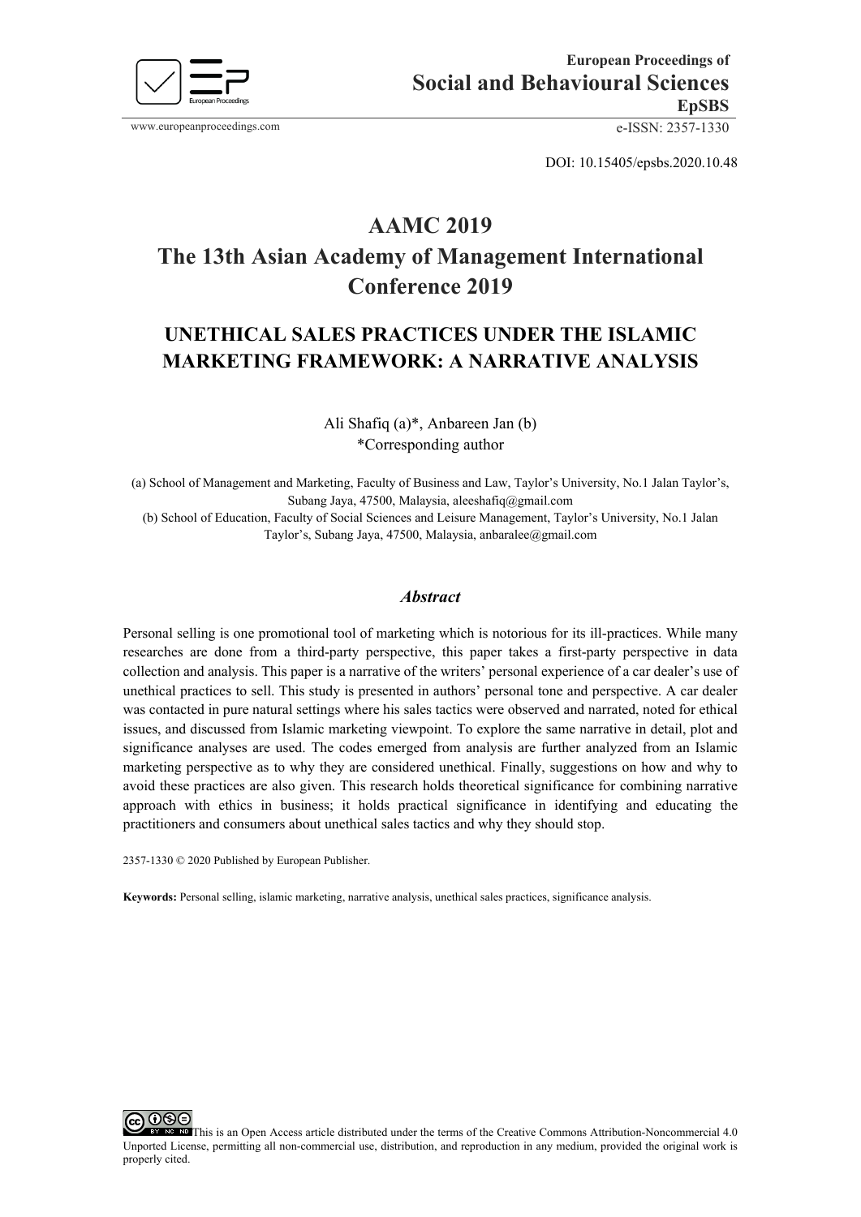DOI: 10.15405/epsbs.2020.10.48

# AAMC 2019

# The 13th Asian Academy of Management International Conference 2019

## UNETHICAL SALES PRACTICES UNDER THE ISLAMIC MARKETING FRAMEWORK: A NARRATIVE ANALYSIS

Ali Shafiq (a)*, Anbareen Jan (b)
*Corresponding author

(a) School of Management and Marketing, Faculty of Business and Law, Taylor's University, No.1 Jalan Taylor's, Subang Jaya, 47500, Malaysia, aleeshafiq@gmail.com
(b) School of Education, Faculty of Social Sciences and Leisure Management, Taylor's University, No.1 Jalan Taylor's, Subang Jaya, 47500, Malaysia, anbaralee@gmail.com

### *Abstract*

Personal selling is one promotional tool of marketing which is notorious for its ill-practices. While many researches are done from a third-party perspective, this paper takes a first-party perspective in data collection and analysis. This paper is a narrative of the writers' personal experience of a car dealer's use of unethical practices to sell. This study is presented in authors' personal tone and perspective. A car dealer was contacted in pure natural settings where his sales tactics were observed and narrated, noted for ethical issues, and discussed from Islamic marketing viewpoint. To explore the same narrative in detail, plot and significance analyses are used. The codes emerged from analysis are further analyzed from an Islamic marketing perspective as to why they are considered unethical. Finally, suggestions on how and why to avoid these practices are also given. This research holds theoretical significance for combining narrative approach with ethics in business; it holds practical significance in identifying and educating the practitioners and consumers about unethical sales tactics and why they should stop.

2357-1330 © 2020 Published by European Publisher.

**Keywords:** Personal selling, islamic marketing, narrative analysis, unethical sales practices, significance analysis.

This is an Open Access article distributed under the terms of the Creative Commons Attribution-Noncommercial 4.0 Unported License, permitting all non-commercial use, distribution, and reproduction in any medium, provided the original work is properly cited.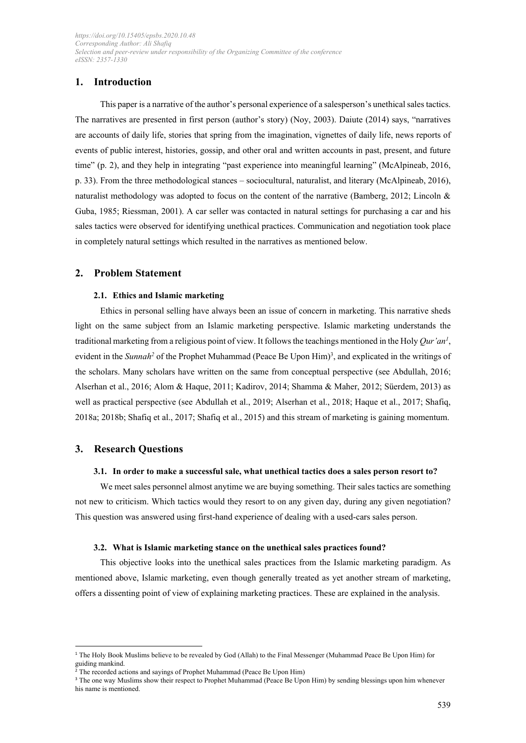## 1. Introduction

This paper is a narrative of the author's personal experience of a salesperson's unethical sales tactics. The narratives are presented in first person (author's story) (Noy, 2003). Daiute (2014) says, "narratives are accounts of daily life, stories that spring from the imagination, vignettes of daily life, news reports of events of public interest, histories, gossip, and other oral and written accounts in past, present, and future time" (p. 2), and they help in integrating "past experience into meaningful learning" (McAlpineab, 2016, p. 33). From the three methodological stances – sociocultural, naturalist, and literary (McAlpineab, 2016), naturalist methodology was adopted to focus on the content of the narrative (Bamberg, 2012; Lincoln & Guba, 1985; Riessman, 2001). A car seller was contacted in natural settings for purchasing a car and his sales tactics were observed for identifying unethical practices. Communication and negotiation took place in completely natural settings which resulted in the narratives as mentioned below.

## 2. Problem Statement

### 2.1. Ethics and Islamic marketing

Ethics in personal selling have always been an issue of concern in marketing. This narrative sheds light on the same subject from an Islamic marketing perspective. Islamic marketing understands the traditional marketing from a religious point of view. It follows the teachings mentioned in the Holy *Qur'an*[1], evident in the *Sunnah*[2] of the Prophet Muhammad (Peace Be Upon Him)[3], and explicated in the writings of the scholars. Many scholars have written on the same from conceptual perspective (see Abdullah, 2016; Alserhan et al., 2016; Alom & Haque, 2011; Kadirov, 2014; Shamma & Maher, 2012; Süerdem, 2013) as well as practical perspective (see Abdullah et al., 2019; Alserhan et al., 2018; Haque et al., 2017; Shafiq, 2018a; 2018b; Shafiq et al., 2017; Shafiq et al., 2015) and this stream of marketing is gaining momentum.

## 3. Research Questions

### 3.1. In order to make a successful sale, what unethical tactics does a sales person resort to?

We meet sales personnel almost anytime we are buying something. Their sales tactics are something not new to criticism. Which tactics would they resort to on any given day, during any given negotiation? This question was answered using first-hand experience of dealing with a used-cars sales person.

### 3.2. What is Islamic marketing stance on the unethical sales practices found?

This objective looks into the unethical sales practices from the Islamic marketing paradigm. As mentioned above, Islamic marketing, even though generally treated as yet another stream of marketing, offers a dissenting point of view of explaining marketing practices. These are explained in the analysis.

---

[1] The Holy Book Muslims believe to be revealed by God (Allah) to the Final Messenger (Muhammad Peace Be Upon Him) for guiding mankind.

[2] The recorded actions and sayings of Prophet Muhammad (Peace Be Upon Him)

[3] The one way Muslims show their respect to Prophet Muhammad (Peace Be Upon Him) by sending blessings upon him whenever his name is mentioned.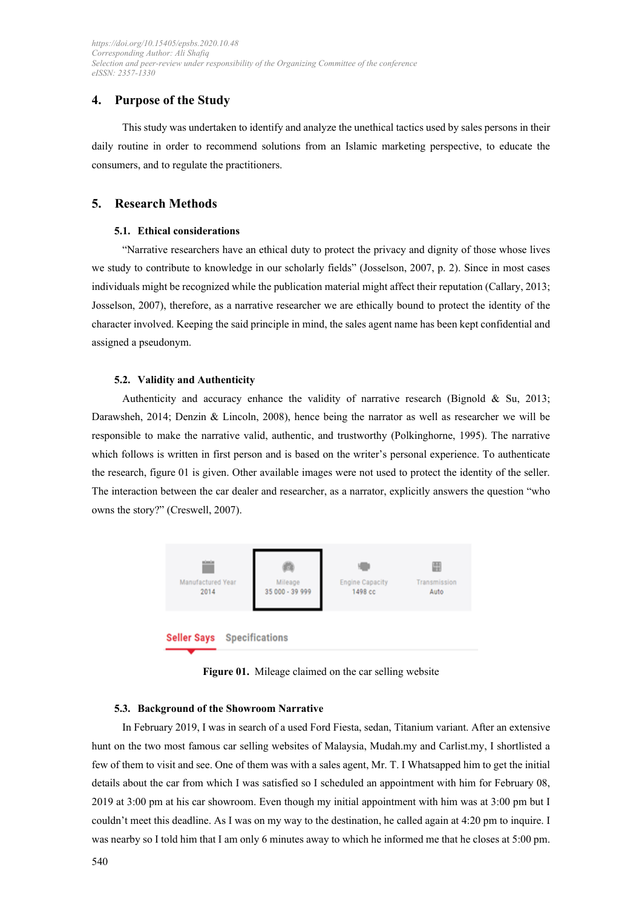## 4. Purpose of the Study

This study was undertaken to identify and analyze the unethical tactics used by sales persons in their daily routine in order to recommend solutions from an Islamic marketing perspective, to educate the consumers, and to regulate the practitioners.

## 5. Research Methods

### 5.1. Ethical considerations

"Narrative researchers have an ethical duty to protect the privacy and dignity of those whose lives we study to contribute to knowledge in our scholarly fields" (Josselson, 2007, p. 2). Since in most cases individuals might be recognized while the publication material might affect their reputation (Callary, 2013; Josselson, 2007), therefore, as a narrative researcher we are ethically bound to protect the identity of the character involved. Keeping the said principle in mind, the sales agent name has been kept confidential and assigned a pseudonym.

### 5.2. Validity and Authenticity

Authenticity and accuracy enhance the validity of narrative research (Bignold & Su, 2013; Darawsheh, 2014; Denzin & Lincoln, 2008), hence being the narrator as well as researcher we will be responsible to make the narrative valid, authentic, and trustworthy (Polkinghorne, 1995). The narrative which follows is written in first person and is based on the writer's personal experience. To authenticate the research, figure 01 is given. Other available images were not used to protect the identity of the seller. The interaction between the car dealer and researcher, as a narrator, explicitly answers the question "who owns the story?" (Creswell, 2007).

| Manufactured Year | Mileage | Engine Capacity | Transmission |
| --- | --- | --- | --- |
| 2014 | 35 000 - 39 999 | 1498 cc | Auto |

Seller Says | Specifications

**Figure 01.** Mileage claimed on the car selling website

### 5.3. Background of the Showroom Narrative

In February 2019, I was in search of a used Ford Fiesta, sedan, Titanium variant. After an extensive hunt on the two most famous car selling websites of Malaysia, Mudah.my and Carlist.my, I shortlisted a few of them to visit and see. One of them was with a sales agent, Mr. T. I Whatsapped him to get the initial details about the car from which I was satisfied so I scheduled an appointment with him for February 08, 2019 at 3:00 pm at his car showroom. Even though my initial appointment with him was at 3:00 pm but I couldn't meet this deadline. As I was on my way to the destination, he called again at 4:20 pm to inquire. I was nearby so I told him that I am only 6 minutes away to which he informed me that he closes at 5:00 pm.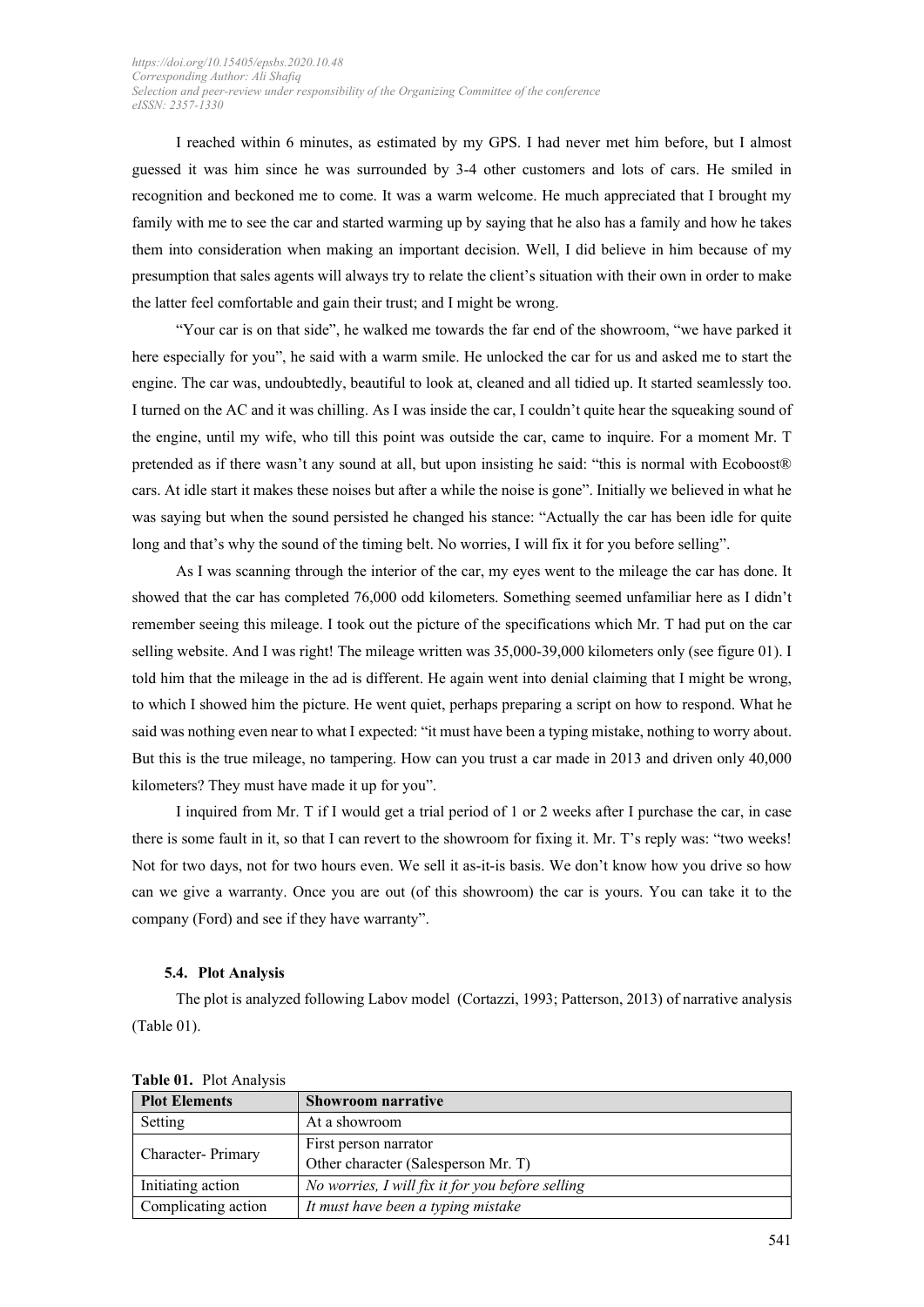I reached within 6 minutes, as estimated by my GPS. I had never met him before, but I almost guessed it was him since he was surrounded by 3-4 other customers and lots of cars. He smiled in recognition and beckoned me to come. It was a warm welcome. He much appreciated that I brought my family with me to see the car and started warming up by saying that he also has a family and how he takes them into consideration when making an important decision. Well, I did believe in him because of my presumption that sales agents will always try to relate the client's situation with their own in order to make the latter feel comfortable and gain their trust; and I might be wrong.

"Your car is on that side", he walked me towards the far end of the showroom, "we have parked it here especially for you", he said with a warm smile. He unlocked the car for us and asked me to start the engine. The car was, undoubtedly, beautiful to look at, cleaned and all tidied up. It started seamlessly too. I turned on the AC and it was chilling. As I was inside the car, I couldn't quite hear the squeaking sound of the engine, until my wife, who till this point was outside the car, came to inquire. For a moment Mr. T pretended as if there wasn't any sound at all, but upon insisting he said: "this is normal with Ecoboost® cars. At idle start it makes these noises but after a while the noise is gone". Initially we believed in what he was saying but when the sound persisted he changed his stance: "Actually the car has been idle for quite long and that's why the sound of the timing belt. No worries, I will fix it for you before selling".

As I was scanning through the interior of the car, my eyes went to the mileage the car has done. It showed that the car has completed 76,000 odd kilometers. Something seemed unfamiliar here as I didn't remember seeing this mileage. I took out the picture of the specifications which Mr. T had put on the car selling website. And I was right! The mileage written was 35,000-39,000 kilometers only (see figure 01). I told him that the mileage in the ad is different. He again went into denial claiming that I might be wrong, to which I showed him the picture. He went quiet, perhaps preparing a script on how to respond. What he said was nothing even near to what I expected: "it must have been a typing mistake, nothing to worry about. But this is the true mileage, no tampering. How can you trust a car made in 2013 and driven only 40,000 kilometers? They must have made it up for you".

I inquired from Mr. T if I would get a trial period of 1 or 2 weeks after I purchase the car, in case there is some fault in it, so that I can revert to the showroom for fixing it. Mr. T's reply was: "two weeks! Not for two days, not for two hours even. We sell it as-it-is basis. We don't know how you drive so how can we give a warranty. Once you are out (of this showroom) the car is yours. You can take it to the company (Ford) and see if they have warranty".

### 5.4. Plot Analysis

The plot is analyzed following Labov model (Cortazzi, 1993; Patterson, 2013) of narrative analysis (Table 01).

**Table 01.** Plot Analysis

| Plot Elements | Showroom narrative |
|---|---|
| Setting | At a showroom |
| Character- Primary | First person narrator<br>Other character (Salesperson Mr. T) |
| Initiating action | *No worries, I will fix it for you before selling* |
| Complicating action | *It must have been a typing mistake* |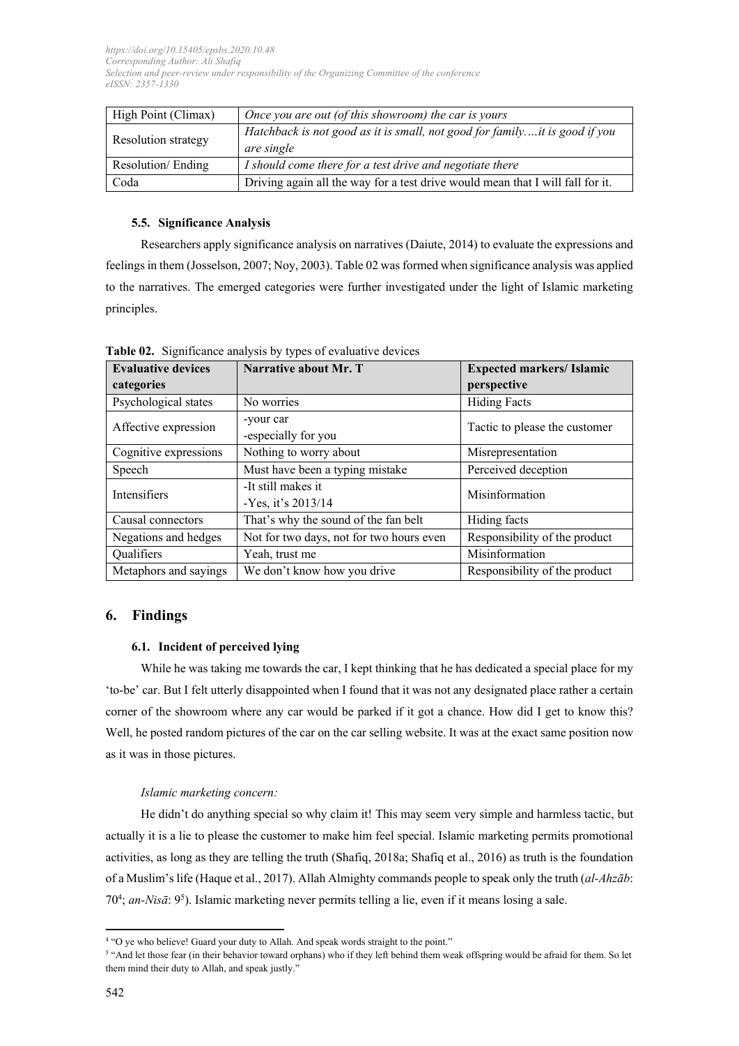| High Point (Climax) | *Once you are out (of this showroom) the car is yours* |
|---|---|
| Resolution strategy | *Hatchback is not good as it is small, not good for family….it is good if you are single* |
| Resolution/ Ending | *I should come there for a test drive and negotiate there* |
| Coda | Driving again all the way for a test drive would mean that I will fall for it. |

### 5.5. Significance Analysis

Researchers apply significance analysis on narratives (Daiute, 2014) to evaluate the expressions and feelings in them (Josselson, 2007; Noy, 2003). Table 02 was formed when significance analysis was applied to the narratives. The emerged categories were further investigated under the light of Islamic marketing principles.

**Table 02.** Significance analysis by types of evaluative devices

| Evaluative devices categories | Narrative about Mr. T | Expected markers/ Islamic perspective |
|---|---|---|
| Psychological states | No worries | Hiding Facts |
| Affective expression | -your car<br>-especially for you | Tactic to please the customer |
| Cognitive expressions | Nothing to worry about | Misrepresentation |
| Speech | Must have been a typing mistake | Perceived deception |
| Intensifiers | -It still makes it<br>-Yes, it's 2013/14 | Misinformation |
| Causal connectors | That's why the sound of the fan belt | Hiding facts |
| Negations and hedges | Not for two days, not for two hours even | Responsibility of the product |
| Qualifiers | Yeah, trust me | Misinformation |
| Metaphors and sayings | We don't know how you drive | Responsibility of the product |

## 6. Findings

### 6.1. Incident of perceived lying

While he was taking me towards the car, I kept thinking that he has dedicated a special place for my 'to-be' car. But I felt utterly disappointed when I found that it was not any designated place rather a certain corner of the showroom where any car would be parked if it got a chance. How did I get to know this? Well, he posted random pictures of the car on the car selling website. It was at the exact same position now as it was in those pictures.

*Islamic marketing concern:*

He didn't do anything special so why claim it! This may seem very simple and harmless tactic, but actually it is a lie to please the customer to make him feel special. Islamic marketing permits promotional activities, as long as they are telling the truth (Shafiq, 2018a; Shafiq et al., 2016) as truth is the foundation of a Muslim's life (Haque et al., 2017). Allah Almighty commands people to speak only the truth (*al-Ahzāb*: 70[4]; *an-Nisā*: 9[5]). Islamic marketing never permits telling a lie, even if it means losing a sale.

[4] "O ye who believe! Guard your duty to Allah. And speak words straight to the point."

[5] "And let those fear (in their behavior toward orphans) who if they left behind them weak offspring would be afraid for them. So let them mind their duty to Allah, and speak justly."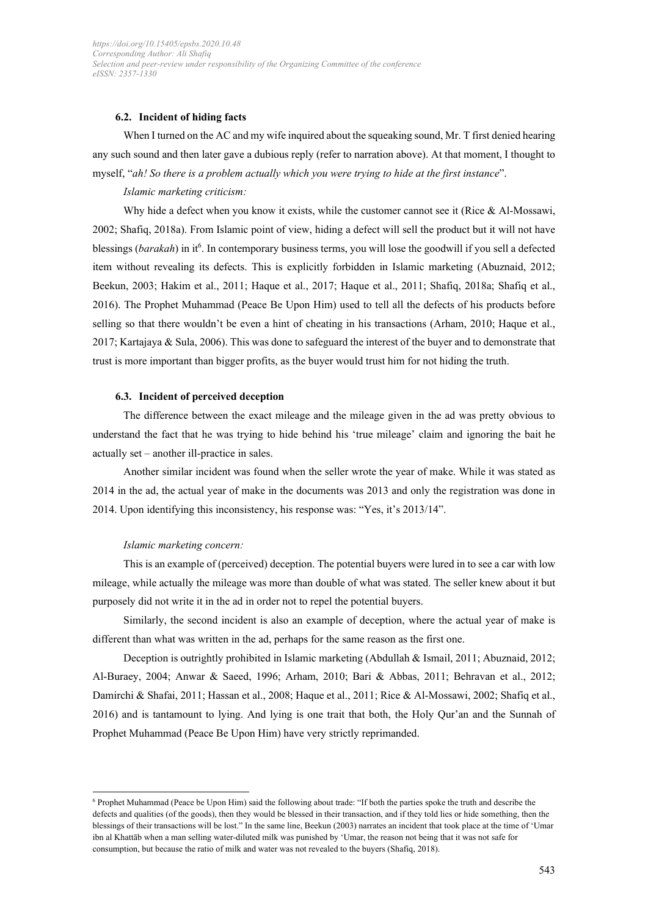### 6.2. Incident of hiding facts

When I turned on the AC and my wife inquired about the squeaking sound, Mr. T first denied hearing any such sound and then later gave a dubious reply (refer to narration above). At that moment, I thought to myself, "*ah! So there is a problem actually which you were trying to hide at the first instance*".

*Islamic marketing criticism:*

Why hide a defect when you know it exists, while the customer cannot see it (Rice & Al-Mossawi, 2002; Shafiq, 2018a). From Islamic point of view, hiding a defect will sell the product but it will not have blessings (*barakah*) in it[6]. In contemporary business terms, you will lose the goodwill if you sell a defected item without revealing its defects. This is explicitly forbidden in Islamic marketing (Abuznaid, 2012; Beekun, 2003; Hakim et al., 2011; Haque et al., 2017; Haque et al., 2011; Shafiq, 2018a; Shafiq et al., 2016). The Prophet Muhammad (Peace Be Upon Him) used to tell all the defects of his products before selling so that there wouldn't be even a hint of cheating in his transactions (Arham, 2010; Haque et al., 2017; Kartajaya & Sula, 2006). This was done to safeguard the interest of the buyer and to demonstrate that trust is more important than bigger profits, as the buyer would trust him for not hiding the truth.

### 6.3. Incident of perceived deception

The difference between the exact mileage and the mileage given in the ad was pretty obvious to understand the fact that he was trying to hide behind his 'true mileage' claim and ignoring the bait he actually set – another ill-practice in sales.

Another similar incident was found when the seller wrote the year of make. While it was stated as 2014 in the ad, the actual year of make in the documents was 2013 and only the registration was done in 2014. Upon identifying this inconsistency, his response was: "Yes, it's 2013/14".

*Islamic marketing concern:*

This is an example of (perceived) deception. The potential buyers were lured in to see a car with low mileage, while actually the mileage was more than double of what was stated. The seller knew about it but purposely did not write it in the ad in order not to repel the potential buyers.

Similarly, the second incident is also an example of deception, where the actual year of make is different than what was written in the ad, perhaps for the same reason as the first one.

Deception is outrightly prohibited in Islamic marketing (Abdullah & Ismail, 2011; Abuznaid, 2012; Al-Buraey, 2004; Anwar & Saeed, 1996; Arham, 2010; Bari & Abbas, 2011; Behravan et al., 2012; Damirchi & Shafai, 2011; Hassan et al., 2008; Haque et al., 2011; Rice & Al-Mossawi, 2002; Shafiq et al., 2016) and is tantamount to lying. And lying is one trait that both, the Holy Qur'an and the Sunnah of Prophet Muhammad (Peace Be Upon Him) have very strictly reprimanded.

---

[6] Prophet Muhammad (Peace be Upon Him) said the following about trade: "If both the parties spoke the truth and describe the defects and qualities (of the goods), then they would be blessed in their transaction, and if they told lies or hide something, then the blessings of their transactions will be lost." In the same line, Beekun (2003) narrates an incident that took place at the time of 'Umar ibn al Khattāb when a man selling water-diluted milk was punished by 'Umar, the reason not being that it was not safe for consumption, but because the ratio of milk and water was not revealed to the buyers (Shafiq, 2018).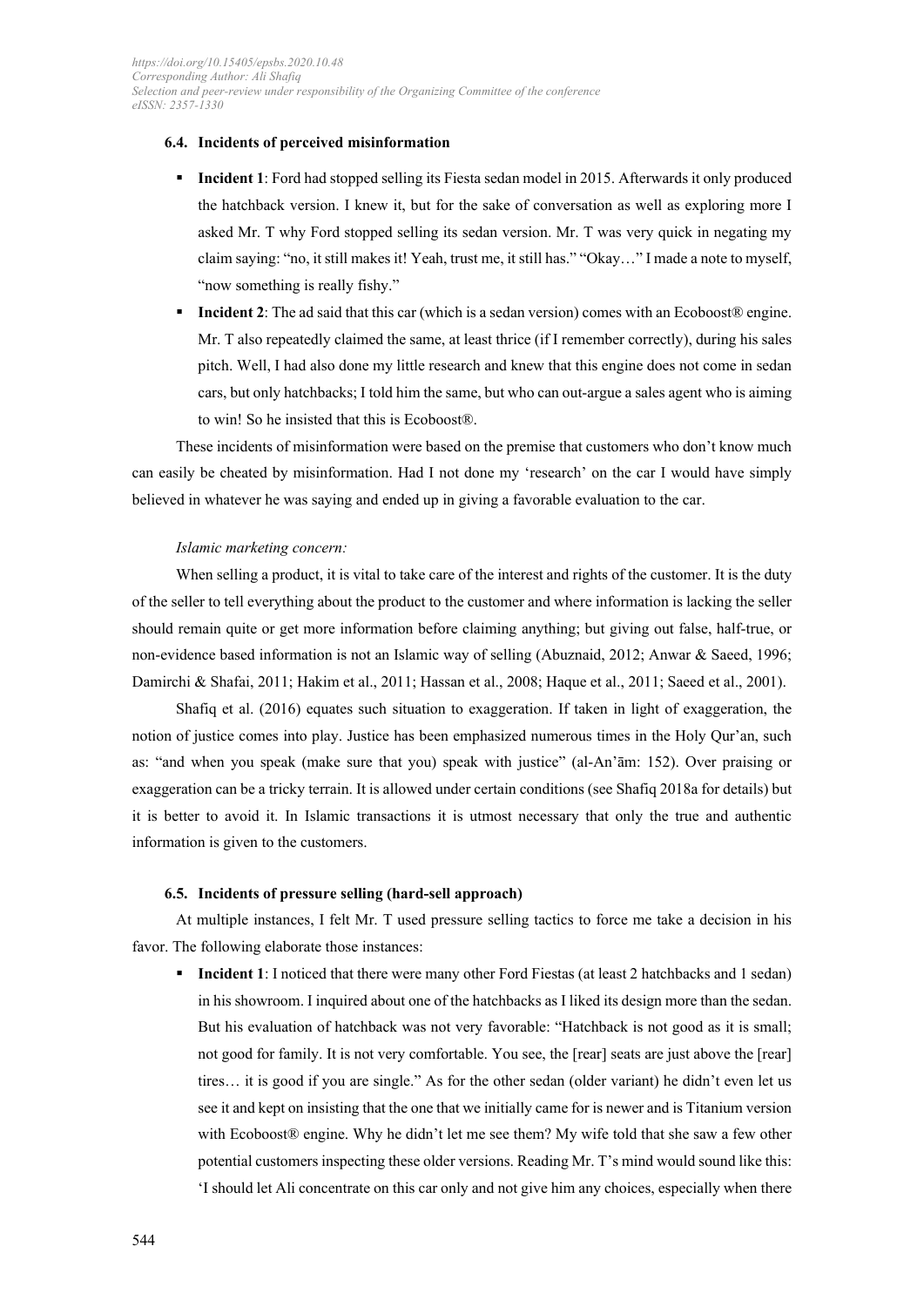### 6.4. Incidents of perceived misinformation

- **Incident 1**: Ford had stopped selling its Fiesta sedan model in 2015. Afterwards it only produced the hatchback version. I knew it, but for the sake of conversation as well as exploring more I asked Mr. T why Ford stopped selling its sedan version. Mr. T was very quick in negating my claim saying: "no, it still makes it! Yeah, trust me, it still has." "Okay…" I made a note to myself, "now something is really fishy."
- **Incident 2**: The ad said that this car (which is a sedan version) comes with an Ecoboost® engine. Mr. T also repeatedly claimed the same, at least thrice (if I remember correctly), during his sales pitch. Well, I had also done my little research and knew that this engine does not come in sedan cars, but only hatchbacks; I told him the same, but who can out-argue a sales agent who is aiming to win! So he insisted that this is Ecoboost®.

These incidents of misinformation were based on the premise that customers who don't know much can easily be cheated by misinformation. Had I not done my 'research' on the car I would have simply believed in whatever he was saying and ended up in giving a favorable evaluation to the car.

*Islamic marketing concern:*

When selling a product, it is vital to take care of the interest and rights of the customer. It is the duty of the seller to tell everything about the product to the customer and where information is lacking the seller should remain quite or get more information before claiming anything; but giving out false, half-true, or non-evidence based information is not an Islamic way of selling (Abuznaid, 2012; Anwar & Saeed, 1996; Damirchi & Shafai, 2011; Hakim et al., 2011; Hassan et al., 2008; Haque et al., 2011; Saeed et al., 2001).

Shafiq et al. (2016) equates such situation to exaggeration. If taken in light of exaggeration, the notion of justice comes into play. Justice has been emphasized numerous times in the Holy Qur'an, such as: "and when you speak (make sure that you) speak with justice" (al-An'ām: 152). Over praising or exaggeration can be a tricky terrain. It is allowed under certain conditions (see Shafiq 2018a for details) but it is better to avoid it. In Islamic transactions it is utmost necessary that only the true and authentic information is given to the customers.

### 6.5. Incidents of pressure selling (hard-sell approach)

At multiple instances, I felt Mr. T used pressure selling tactics to force me take a decision in his favor. The following elaborate those instances:

- **Incident 1**: I noticed that there were many other Ford Fiestas (at least 2 hatchbacks and 1 sedan) in his showroom. I inquired about one of the hatchbacks as I liked its design more than the sedan. But his evaluation of hatchback was not very favorable: "Hatchback is not good as it is small; not good for family. It is not very comfortable. You see, the [rear] seats are just above the [rear] tires… it is good if you are single." As for the other sedan (older variant) he didn't even let us see it and kept on insisting that the one that we initially came for is newer and is Titanium version with Ecoboost® engine. Why he didn't let me see them? My wife told that she saw a few other potential customers inspecting these older versions. Reading Mr. T's mind would sound like this: 'I should let Ali concentrate on this car only and not give him any choices, especially when there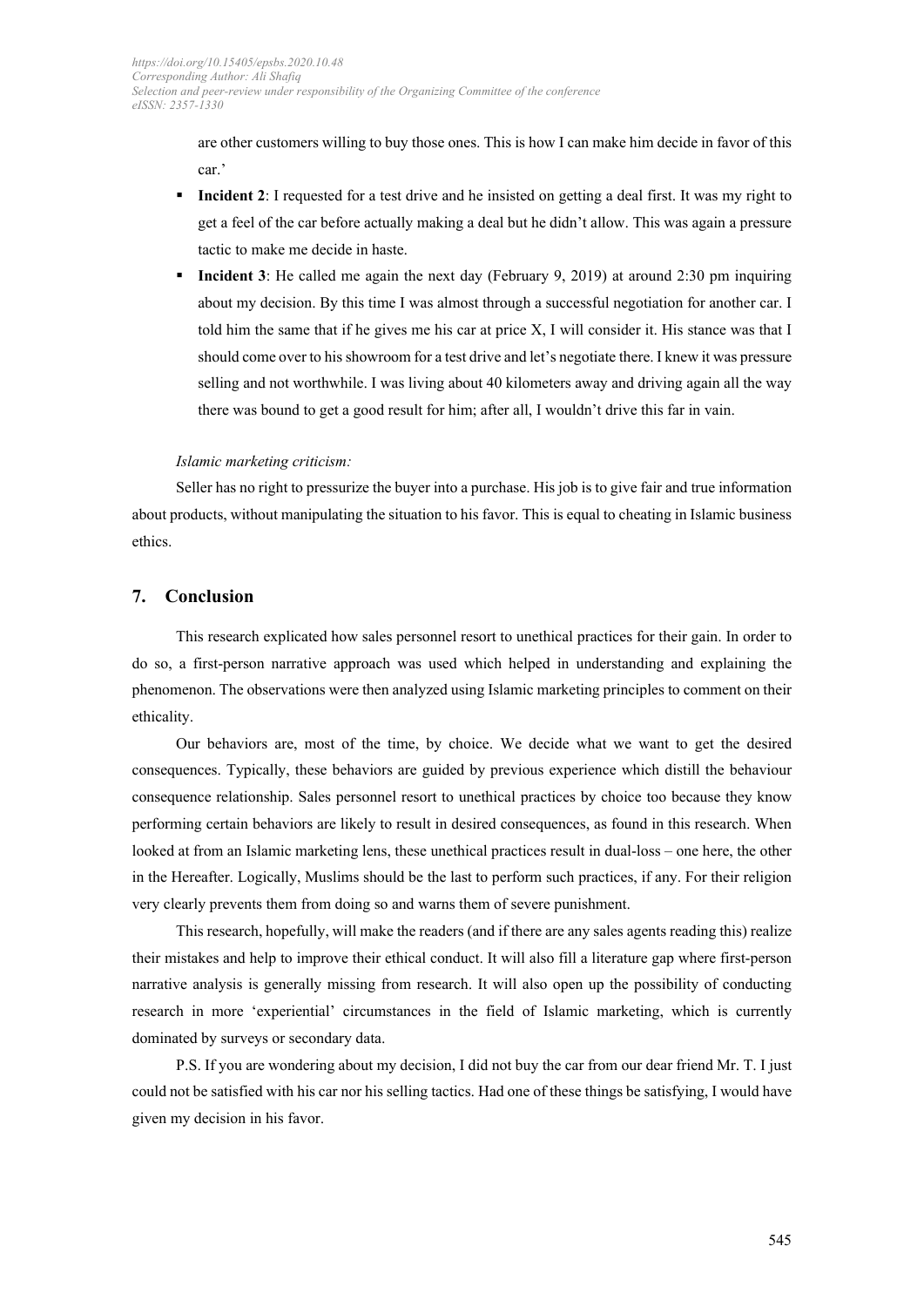are other customers willing to buy those ones. This is how I can make him decide in favor of this car.'

- **Incident 2**: I requested for a test drive and he insisted on getting a deal first. It was my right to get a feel of the car before actually making a deal but he didn't allow. This was again a pressure tactic to make me decide in haste.
- **Incident 3**: He called me again the next day (February 9, 2019) at around 2:30 pm inquiring about my decision. By this time I was almost through a successful negotiation for another car. I told him the same that if he gives me his car at price X, I will consider it. His stance was that I should come over to his showroom for a test drive and let's negotiate there. I knew it was pressure selling and not worthwhile. I was living about 40 kilometers away and driving again all the way there was bound to get a good result for him; after all, I wouldn't drive this far in vain.

*Islamic marketing criticism:*

Seller has no right to pressurize the buyer into a purchase. His job is to give fair and true information about products, without manipulating the situation to his favor. This is equal to cheating in Islamic business ethics.

## 7. Conclusion

This research explicated how sales personnel resort to unethical practices for their gain. In order to do so, a first-person narrative approach was used which helped in understanding and explaining the phenomenon. The observations were then analyzed using Islamic marketing principles to comment on their ethicality.

Our behaviors are, most of the time, by choice. We decide what we want to get the desired consequences. Typically, these behaviors are guided by previous experience which distill the behaviour consequence relationship. Sales personnel resort to unethical practices by choice too because they know performing certain behaviors are likely to result in desired consequences, as found in this research. When looked at from an Islamic marketing lens, these unethical practices result in dual-loss – one here, the other in the Hereafter. Logically, Muslims should be the last to perform such practices, if any. For their religion very clearly prevents them from doing so and warns them of severe punishment.

This research, hopefully, will make the readers (and if there are any sales agents reading this) realize their mistakes and help to improve their ethical conduct. It will also fill a literature gap where first-person narrative analysis is generally missing from research. It will also open up the possibility of conducting research in more 'experiential' circumstances in the field of Islamic marketing, which is currently dominated by surveys or secondary data.

P.S. If you are wondering about my decision, I did not buy the car from our dear friend Mr. T. I just could not be satisfied with his car nor his selling tactics. Had one of these things be satisfying, I would have given my decision in his favor.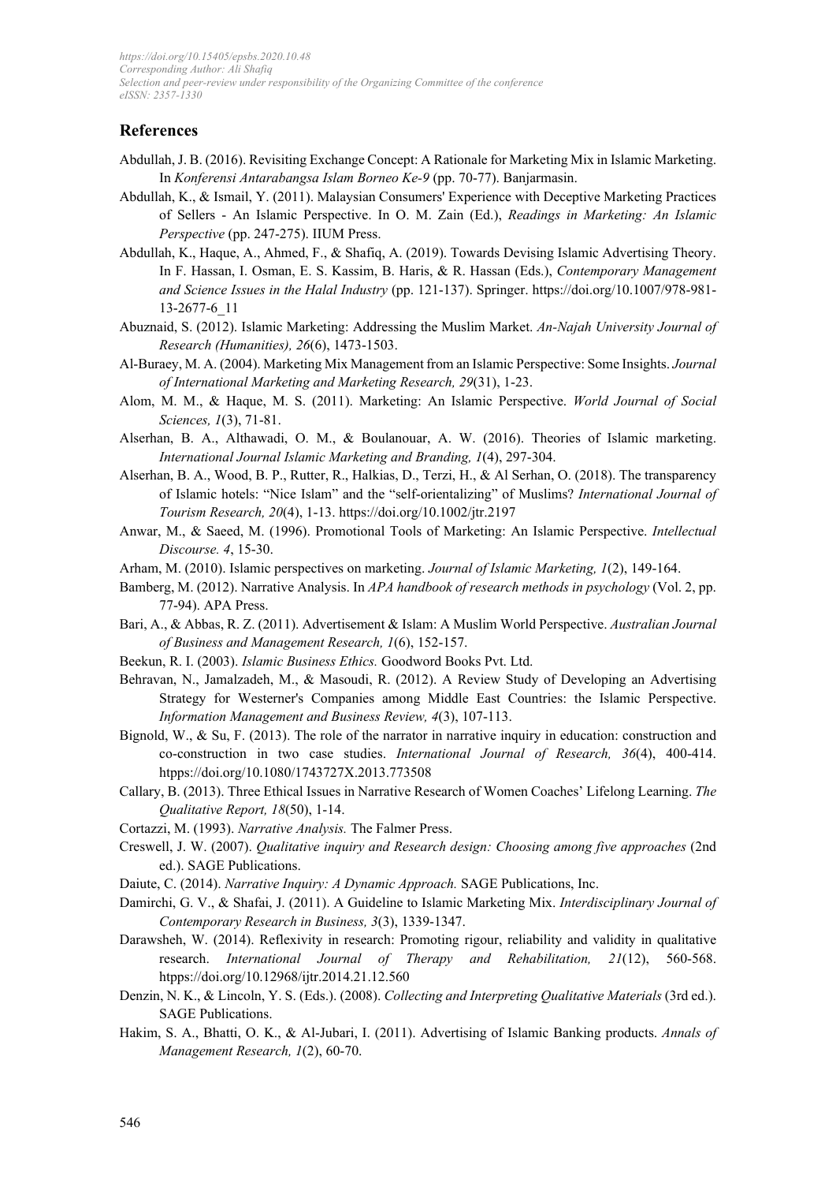## References

Abdullah, J. B. (2016). Revisiting Exchange Concept: A Rationale for Marketing Mix in Islamic Marketing. In *Konferensi Antarabangsa Islam Borneo Ke-9* (pp. 70-77). Banjarmasin.

Abdullah, K., & Ismail, Y. (2011). Malaysian Consumers' Experience with Deceptive Marketing Practices of Sellers - An Islamic Perspective. In O. M. Zain (Ed.), *Readings in Marketing: An Islamic Perspective* (pp. 247-275). IIUM Press.

Abdullah, K., Haque, A., Ahmed, F., & Shafiq, A. (2019). Towards Devising Islamic Advertising Theory. In F. Hassan, I. Osman, E. S. Kassim, B. Haris, & R. Hassan (Eds.), *Contemporary Management and Science Issues in the Halal Industry* (pp. 121-137). Springer. https://doi.org/10.1007/978-981-13-2677-6_11

Abuznaid, S. (2012). Islamic Marketing: Addressing the Muslim Market. *An-Najah University Journal of Research (Humanities), 26*(6), 1473-1503.

Al-Buraey, M. A. (2004). Marketing Mix Management from an Islamic Perspective: Some Insights. *Journal of International Marketing and Marketing Research, 29*(31), 1-23.

Alom, M. M., & Haque, M. S. (2011). Marketing: An Islamic Perspective. *World Journal of Social Sciences, 1*(3), 71-81.

Alserhan, B. A., Althawadi, O. M., & Boulanouar, A. W. (2016). Theories of Islamic marketing. *International Journal Islamic Marketing and Branding, 1*(4), 297-304.

Alserhan, B. A., Wood, B. P., Rutter, R., Halkias, D., Terzi, H., & Al Serhan, O. (2018). The transparency of Islamic hotels: "Nice Islam" and the "self-orientalizing" of Muslims? *International Journal of Tourism Research, 20*(4), 1-13. https://doi.org/10.1002/jtr.2197

Anwar, M., & Saeed, M. (1996). Promotional Tools of Marketing: An Islamic Perspective. *Intellectual Discourse. 4*, 15-30.

Arham, M. (2010). Islamic perspectives on marketing. *Journal of Islamic Marketing, 1*(2), 149-164.

Bamberg, M. (2012). Narrative Analysis. In *APA handbook of research methods in psychology* (Vol. 2, pp. 77-94). APA Press.

Bari, A., & Abbas, R. Z. (2011). Advertisement & Islam: A Muslim World Perspective. *Australian Journal of Business and Management Research, 1*(6), 152-157.

Beekun, R. I. (2003). *Islamic Business Ethics.* Goodword Books Pvt. Ltd.

Behravan, N., Jamalzadeh, M., & Masoudi, R. (2012). A Review Study of Developing an Advertising Strategy for Westerner's Companies among Middle East Countries: the Islamic Perspective. *Information Management and Business Review, 4*(3), 107-113.

Bignold, W., & Su, F. (2013). The role of the narrator in narrative inquiry in education: construction and co-construction in two case studies. *International Journal of Research, 36*(4), 400-414. htpps://doi.org/10.1080/1743727X.2013.773508

Callary, B. (2013). Three Ethical Issues in Narrative Research of Women Coaches' Lifelong Learning. *The Qualitative Report, 18*(50), 1-14.

Cortazzi, M. (1993). *Narrative Analysis.* The Falmer Press.

Creswell, J. W. (2007). *Qualitative inquiry and Research design: Choosing among five approaches* (2nd ed.). SAGE Publications.

Daiute, C. (2014). *Narrative Inquiry: A Dynamic Approach.* SAGE Publications, Inc.

Damirchi, G. V., & Shafai, J. (2011). A Guideline to Islamic Marketing Mix. *Interdisciplinary Journal of Contemporary Research in Business, 3*(3), 1339-1347.

Darawsheh, W. (2014). Reflexivity in research: Promoting rigour, reliability and validity in qualitative research. *International Journal of Therapy and Rehabilitation, 21*(12), 560-568. htpps://doi.org/10.12968/ijtr.2014.21.12.560

Denzin, N. K., & Lincoln, Y. S. (Eds.). (2008). *Collecting and Interpreting Qualitative Materials* (3rd ed.). SAGE Publications.

Hakim, S. A., Bhatti, O. K., & Al-Jubari, I. (2011). Advertising of Islamic Banking products. *Annals of Management Research, 1*(2), 60-70.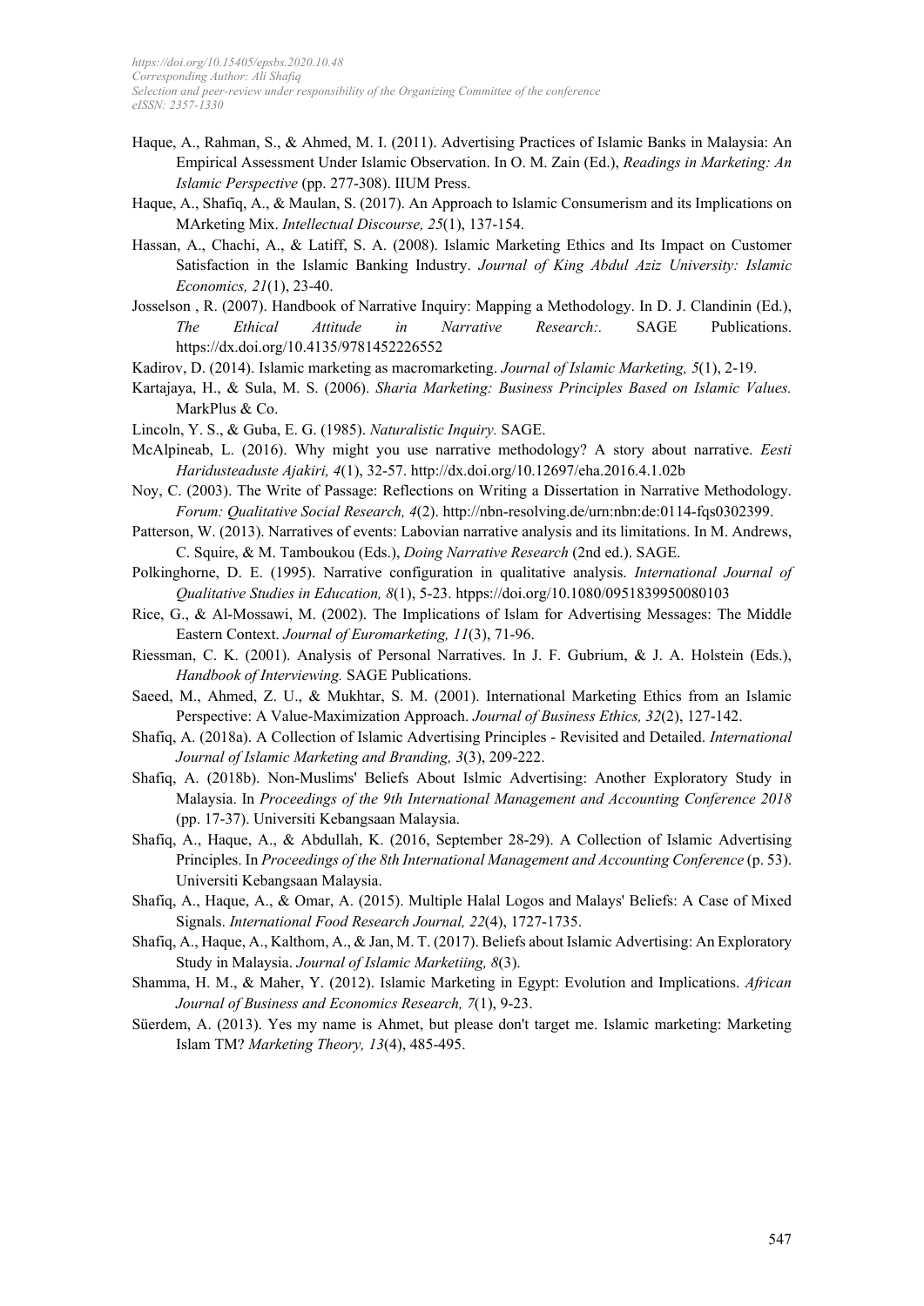Haque, A., Rahman, S., & Ahmed, M. I. (2011). Advertising Practices of Islamic Banks in Malaysia: An Empirical Assessment Under Islamic Observation. In O. M. Zain (Ed.), *Readings in Marketing: An Islamic Perspective* (pp. 277-308). IIUM Press.

Haque, A., Shafiq, A., & Maulan, S. (2017). An Approach to Islamic Consumerism and its Implications on MArketing Mix. *Intellectual Discourse, 25*(1), 137-154.

Hassan, A., Chachi, A., & Latiff, S. A. (2008). Islamic Marketing Ethics and Its Impact on Customer Satisfaction in the Islamic Banking Industry. *Journal of King Abdul Aziz University: Islamic Economics, 21*(1), 23-40.

Josselson , R. (2007). Handbook of Narrative Inquiry: Mapping a Methodology. In D. J. Clandinin (Ed.), *The Ethical Attitude in Narrative Research:.* SAGE Publications. https://dx.doi.org/10.4135/9781452226552

Kadirov, D. (2014). Islamic marketing as macromarketing. *Journal of Islamic Marketing, 5*(1), 2-19.

Kartajaya, H., & Sula, M. S. (2006). *Sharia Marketing: Business Principles Based on Islamic Values.* MarkPlus & Co.

Lincoln, Y. S., & Guba, E. G. (1985). *Naturalistic Inquiry.* SAGE.

McAlpineab, L. (2016). Why might you use narrative methodology? A story about narrative. *Eesti Haridusteaduste Ajakiri, 4*(1), 32-57. http://dx.doi.org/10.12697/eha.2016.4.1.02b

Noy, C. (2003). The Write of Passage: Reflections on Writing a Dissertation in Narrative Methodology. *Forum: Qualitative Social Research, 4*(2). http://nbn-resolving.de/urn:nbn:de:0114-fqs0302399.

Patterson, W. (2013). Narratives of events: Labovian narrative analysis and its limitations. In M. Andrews, C. Squire, & M. Tamboukou (Eds.), *Doing Narrative Research* (2nd ed.). SAGE.

Polkinghorne, D. E. (1995). Narrative configuration in qualitative analysis. *International Journal of Qualitative Studies in Education, 8*(1), 5-23. htpps://doi.org/10.1080/0951839950080103

Rice, G., & Al-Mossawi, M. (2002). The Implications of Islam for Advertising Messages: The Middle Eastern Context. *Journal of Euromarketing, 11*(3), 71-96.

Riessman, C. K. (2001). Analysis of Personal Narratives. In J. F. Gubrium, & J. A. Holstein (Eds.), *Handbook of Interviewing.* SAGE Publications.

Saeed, M., Ahmed, Z. U., & Mukhtar, S. M. (2001). International Marketing Ethics from an Islamic Perspective: A Value-Maximization Approach. *Journal of Business Ethics, 32*(2), 127-142.

Shafiq, A. (2018a). A Collection of Islamic Advertising Principles - Revisited and Detailed. *International Journal of Islamic Marketing and Branding, 3*(3), 209-222.

Shafiq, A. (2018b). Non-Muslims' Beliefs About Islmic Advertising: Another Exploratory Study in Malaysia. In *Proceedings of the 9th International Management and Accounting Conference 2018* (pp. 17-37). Universiti Kebangsaan Malaysia.

Shafiq, A., Haque, A., & Abdullah, K. (2016, September 28-29). A Collection of Islamic Advertising Principles. In *Proceedings of the 8th International Management and Accounting Conference* (p. 53). Universiti Kebangsaan Malaysia.

Shafiq, A., Haque, A., & Omar, A. (2015). Multiple Halal Logos and Malays' Beliefs: A Case of Mixed Signals. *International Food Research Journal, 22*(4), 1727-1735.

Shafiq, A., Haque, A., Kalthom, A., & Jan, M. T. (2017). Beliefs about Islamic Advertising: An Exploratory Study in Malaysia. *Journal of Islamic Marketiing, 8*(3).

Shamma, H. M., & Maher, Y. (2012). Islamic Marketing in Egypt: Evolution and Implications. *African Journal of Business and Economics Research, 7*(1), 9-23.

Süerdem, A. (2013). Yes my name is Ahmet, but please don't target me. Islamic marketing: Marketing Islam TM? *Marketing Theory, 13*(4), 485-495.